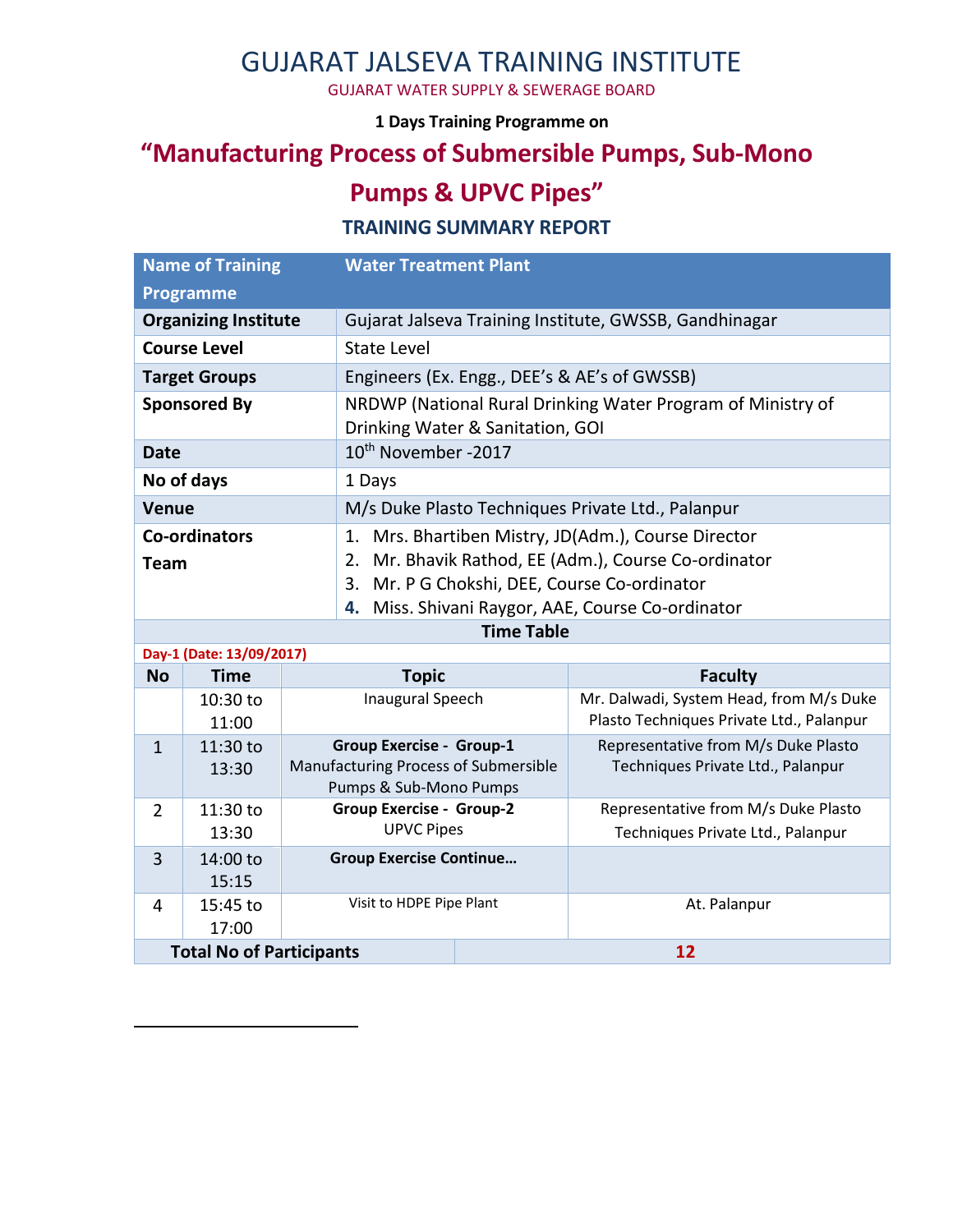# GUJARAT JALSEVA TRAINING INSTITUTE

GUJARAT WATER SUPPLY & SEWERAGE BOARD

**1 Days Training Programme on**

## "Manufacturing Process of Submersible Pumps, Sub-Mono Pumps & UPVC Pipes"

### TRAINING SUMMARY REPORT

| Name of Training Programme | Water Treatment Plant |
|---|---|
| **Organizing Institute** | Gujarat Jalseva Training Institute, GWSSB, Gandhinagar |
| **Course Level** | State Level |
| **Target Groups** | Engineers (Ex. Engg., DEE's & AE's of GWSSB) |
| **Sponsored By** | NRDWP (National Rural Drinking Water Program of Ministry of Drinking Water & Sanitation, GOI |
| **Date** | 10th November -2017 |
| **No of days** | 1 Days |
| **Venue** | M/s Duke Plasto Techniques Private Ltd., Palanpur |
| **Co-ordinators Team** | 1. Mrs. Bhartiben Mistry, JD(Adm.), Course Director<br>2. Mr. Bhavik Rathod, EE (Adm.), Course Co-ordinator<br>3. Mr. P G Chokshi, DEE, Course Co-ordinator<br>4. Miss. Shivani Raygor, AAE, Course Co-ordinator |

**Time Table**

**Day-1 (Date: 13/09/2017)**

| No | Time | Topic | Faculty |
|---|---|---|---|
| | 10:30 to 11:00 | Inaugural Speech | Mr. Dalwadi, System Head, from M/s Duke Plasto Techniques Private Ltd., Palanpur |
| 1 | 11:30 to 13:30 | **Group Exercise - Group-1**<br>Manufacturing Process of Submersible Pumps & Sub-Mono Pumps | Representative from M/s Duke Plasto Techniques Private Ltd., Palanpur |
| 2 | 11:30 to 13:30 | **Group Exercise - Group-2**<br>UPVC Pipes | Representative from M/s Duke Plasto Techniques Private Ltd., Palanpur |
| 3 | 14:00 to 15:15 | **Group Exercise Continue…** | |
| 4 | 15:45 to 17:00 | Visit to HDPE Pipe Plant | At. Palanpur |
| **Total No of Participants** | | **12** | |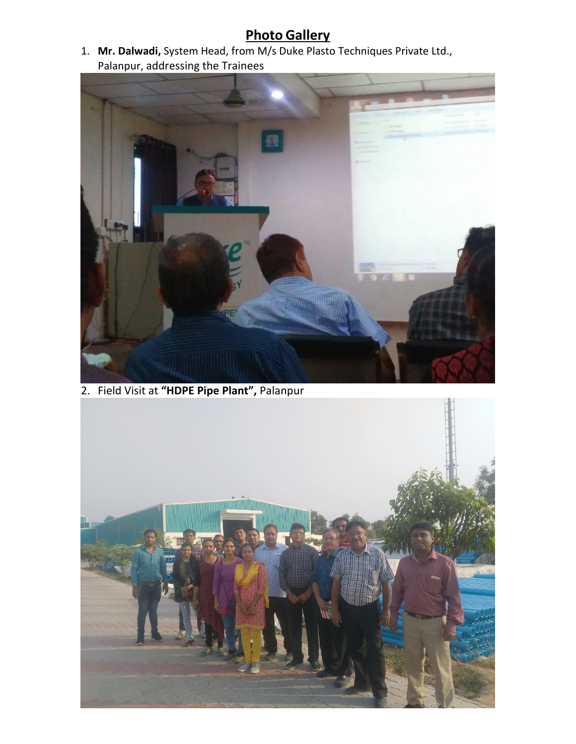# Photo Gallery

1. **Mr. Dalwadi,** System Head, from M/s Duke Plasto Techniques Private Ltd., Palanpur, addressing the Trainees

2. Field Visit at **"HDPE Pipe Plant",** Palanpur